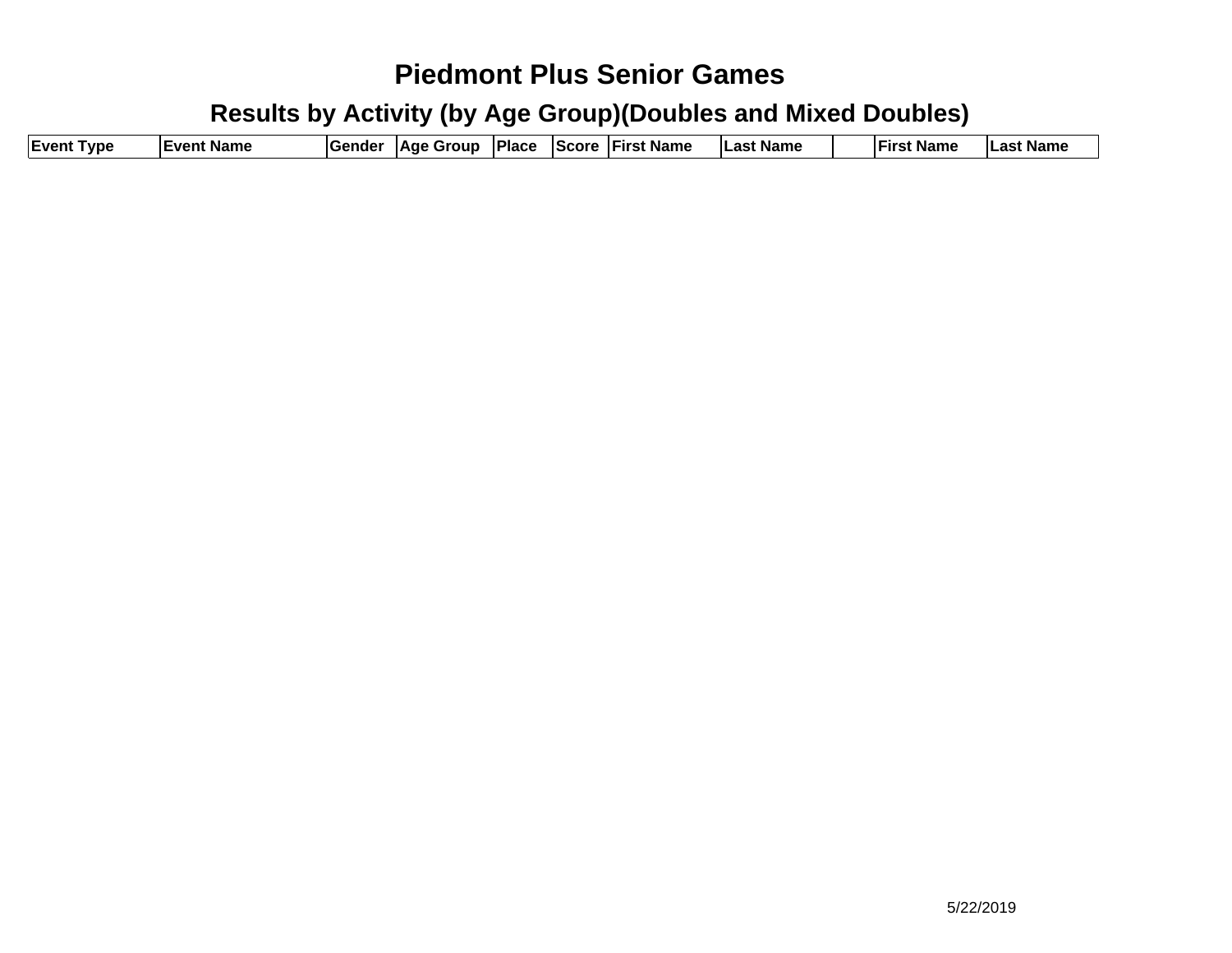# Piedmont Plus Senior Games

## Results by Activity (by Age Group)(Doubles and Mixed Doubles)

| Event Type | Event Name | Gender | Age Group | Place | Score | First Name | Last Name | | First Name | Last Name |
|---|---|---|---|---|---|---|---|---|---|---|

5/22/2019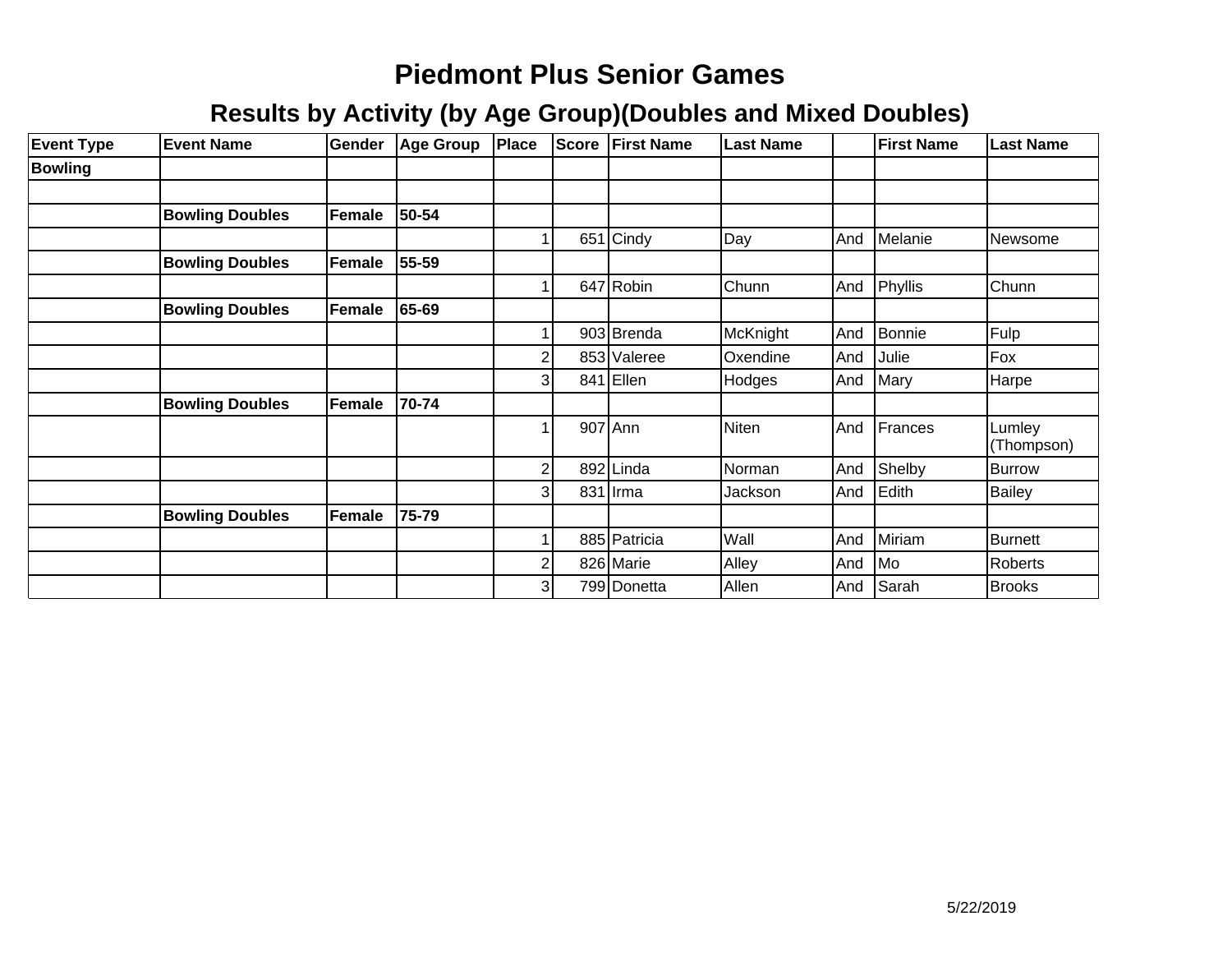# Piedmont Plus Senior Games

## Results by Activity (by Age Group)(Doubles and Mixed Doubles)

| Event Type | Event Name | Gender | Age Group | Place | Score | First Name | Last Name | | First Name | Last Name |
|---|---|---|---|---|---|---|---|---|---|---|
| **Bowling** | | | | | | | | | | |
| | | | | | | | | | | |
| | **Bowling Doubles** | **Female** | **50-54** | | | | | | | |
| | | | | 1 | 651 | Cindy | Day | And | Melanie | Newsome |
| | **Bowling Doubles** | **Female** | **55-59** | | | | | | | |
| | | | | 1 | 647 | Robin | Chunn | And | Phyllis | Chunn |
| | **Bowling Doubles** | **Female** | **65-69** | | | | | | | |
| | | | | 1 | 903 | Brenda | McKnight | And | Bonnie | Fulp |
| | | | | 2 | 853 | Valeree | Oxendine | And | Julie | Fox |
| | | | | 3 | 841 | Ellen | Hodges | And | Mary | Harpe |
| | **Bowling Doubles** | **Female** | **70-74** | | | | | | | |
| | | | | 1 | 907 | Ann | Niten | And | Frances | Lumley (Thompson) |
| | | | | 2 | 892 | Linda | Norman | And | Shelby | Burrow |
| | | | | 3 | 831 | Irma | Jackson | And | Edith | Bailey |
| | **Bowling Doubles** | **Female** | **75-79** | | | | | | | |
| | | | | 1 | 885 | Patricia | Wall | And | Miriam | Burnett |
| | | | | 2 | 826 | Marie | Alley | And | Mo | Roberts |
| | | | | 3 | 799 | Donetta | Allen | And | Sarah | Brooks |

5/22/2019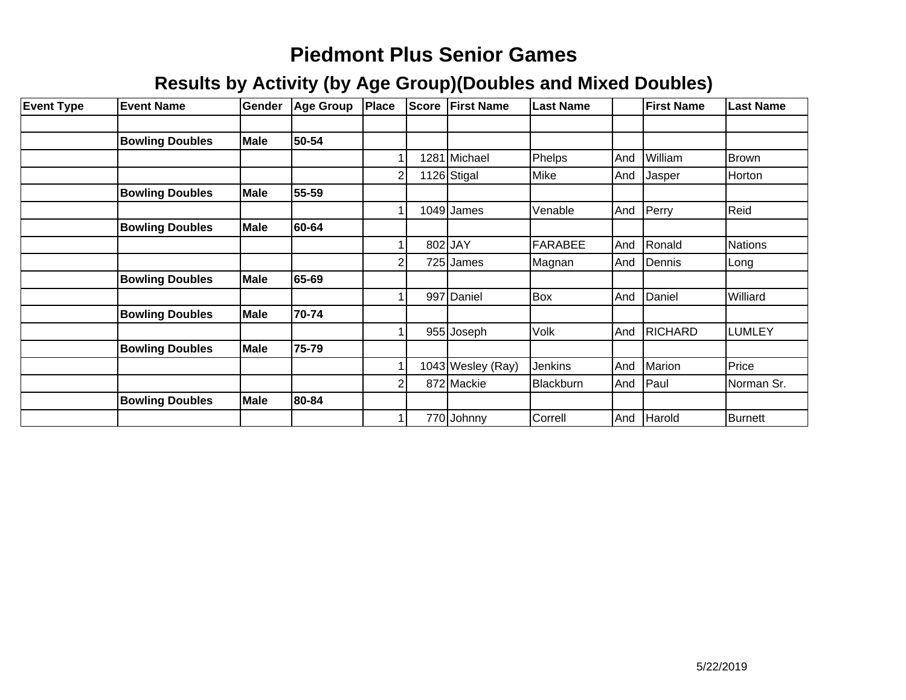# Piedmont Plus Senior Games

## Results by Activity (by Age Group)(Doubles and Mixed Doubles)

| Event Type | Event Name | Gender | Age Group | Place | Score | First Name | Last Name | | First Name | Last Name |
|---|---|---|---|---|---|---|---|---|---|---|
| | | | | | | | | | | |
| | **Bowling Doubles** | **Male** | **50-54** | | | | | | | |
| | | | | 1 | 1281 | Michael | Phelps | And | William | Brown |
| | | | | 2 | 1126 | Stigal | Mike | And | Jasper | Horton |
| | **Bowling Doubles** | **Male** | **55-59** | | | | | | | |
| | | | | 1 | 1049 | James | Venable | And | Perry | Reid |
| | **Bowling Doubles** | **Male** | **60-64** | | | | | | | |
| | | | | 1 | 802 | JAY | FARABEE | And | Ronald | Nations |
| | | | | 2 | 725 | James | Magnan | And | Dennis | Long |
| | **Bowling Doubles** | **Male** | **65-69** | | | | | | | |
| | | | | 1 | 997 | Daniel | Box | And | Daniel | Williard |
| | **Bowling Doubles** | **Male** | **70-74** | | | | | | | |
| | | | | 1 | 955 | Joseph | Volk | And | RICHARD | LUMLEY |
| | **Bowling Doubles** | **Male** | **75-79** | | | | | | | |
| | | | | 1 | 1043 | Wesley (Ray) | Jenkins | And | Marion | Price |
| | | | | 2 | 872 | Mackie | Blackburn | And | Paul | Norman Sr. |
| | **Bowling Doubles** | **Male** | **80-84** | | | | | | | |
| | | | | 1 | 770 | Johnny | Correll | And | Harold | Burnett |

5/22/2019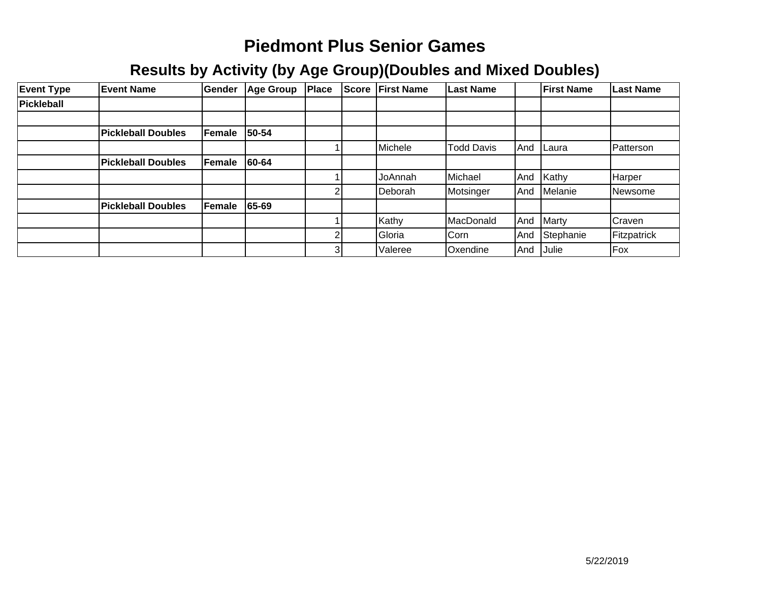# Piedmont Plus Senior Games

## Results by Activity (by Age Group)(Doubles and Mixed Doubles)

| Event Type | Event Name | Gender | Age Group | Place | Score | First Name | Last Name | | First Name | Last Name |
|---|---|---|---|---|---|---|---|---|---|---|
| **Pickleball** | | | | | | | | | | |
| | | | | | | | | | | |
| | **Pickleball Doubles** | **Female** | **50-54** | | | | | | | |
| | | | | 1 | | Michele | Todd Davis | And | Laura | Patterson |
| | **Pickleball Doubles** | **Female** | **60-64** | | | | | | | |
| | | | | 1 | | JoAnnah | Michael | And | Kathy | Harper |
| | | | | 2 | | Deborah | Motsinger | And | Melanie | Newsome |
| | **Pickleball Doubles** | **Female** | **65-69** | | | | | | | |
| | | | | 1 | | Kathy | MacDonald | And | Marty | Craven |
| | | | | 2 | | Gloria | Corn | And | Stephanie | Fitzpatrick |
| | | | | 3 | | Valeree | Oxendine | And | Julie | Fox |

5/22/2019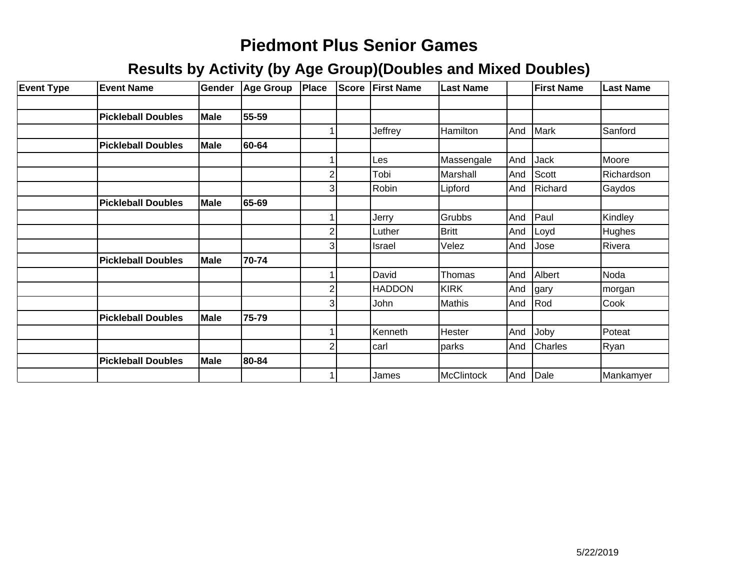# Piedmont Plus Senior Games

## Results by Activity (by Age Group)(Doubles and Mixed Doubles)

| Event Type | Event Name | Gender | Age Group | Place | Score | First Name | Last Name | | First Name | Last Name |
|---|---|---|---|---|---|---|---|---|---|---|
| | | | | | | | | | | |
| | **Pickleball Doubles** | **Male** | **55-59** | | | | | | | |
| | | | | 1 | | Jeffrey | Hamilton | And | Mark | Sanford |
| | **Pickleball Doubles** | **Male** | **60-64** | | | | | | | |
| | | | | 1 | | Les | Massengale | And | Jack | Moore |
| | | | | 2 | | Tobi | Marshall | And | Scott | Richardson |
| | | | | 3 | | Robin | Lipford | And | Richard | Gaydos |
| | **Pickleball Doubles** | **Male** | **65-69** | | | | | | | |
| | | | | 1 | | Jerry | Grubbs | And | Paul | Kindley |
| | | | | 2 | | Luther | Britt | And | Loyd | Hughes |
| | | | | 3 | | Israel | Velez | And | Jose | Rivera |
| | **Pickleball Doubles** | **Male** | **70-74** | | | | | | | |
| | | | | 1 | | David | Thomas | And | Albert | Noda |
| | | | | 2 | | HADDON | KIRK | And | gary | morgan |
| | | | | 3 | | John | Mathis | And | Rod | Cook |
| | **Pickleball Doubles** | **Male** | **75-79** | | | | | | | |
| | | | | 1 | | Kenneth | Hester | And | Joby | Poteat |
| | | | | 2 | | carl | parks | And | Charles | Ryan |
| | **Pickleball Doubles** | **Male** | **80-84** | | | | | | | |
| | | | | 1 | | James | McClintock | And | Dale | Mankamyer |

5/22/2019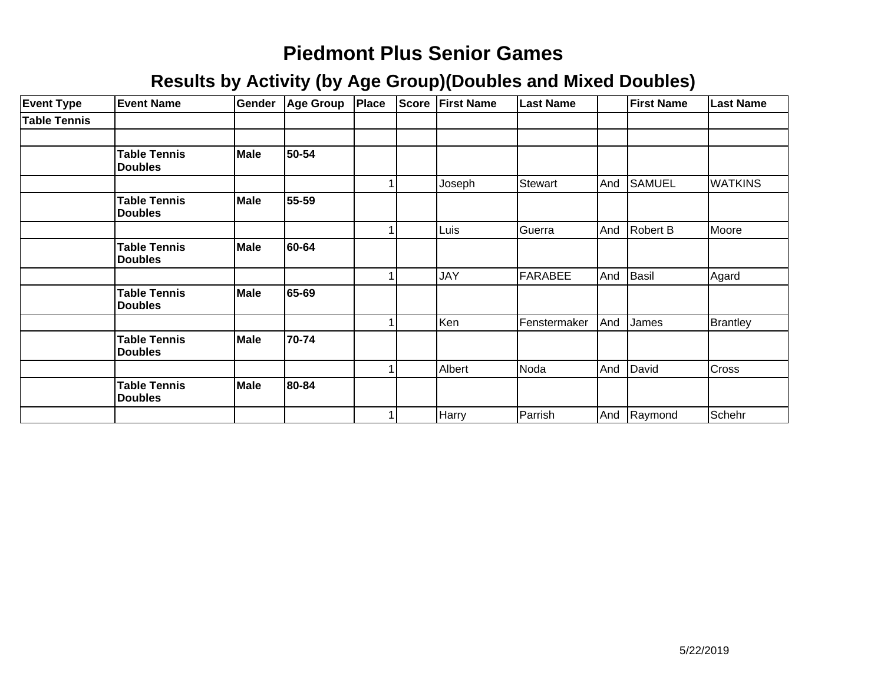# Piedmont Plus Senior Games

## Results by Activity (by Age Group)(Doubles and Mixed Doubles)

| Event Type | Event Name | Gender | Age Group | Place | Score | First Name | Last Name | | First Name | Last Name |
|---|---|---|---|---|---|---|---|---|---|---|
| **Table Tennis** | | | | | | | | | | |
| | | | | | | | | | | |
| | **Table Tennis Doubles** | **Male** | **50-54** | | | | | | | |
| | | | | 1 | | Joseph | Stewart | And | SAMUEL | WATKINS |
| | **Table Tennis Doubles** | **Male** | **55-59** | | | | | | | |
| | | | | 1 | | Luis | Guerra | And | Robert B | Moore |
| | **Table Tennis Doubles** | **Male** | **60-64** | | | | | | | |
| | | | | 1 | | JAY | FARABEE | And | Basil | Agard |
| | **Table Tennis Doubles** | **Male** | **65-69** | | | | | | | |
| | | | | 1 | | Ken | Fenstermaker | And | James | Brantley |
| | **Table Tennis Doubles** | **Male** | **70-74** | | | | | | | |
| | | | | 1 | | Albert | Noda | And | David | Cross |
| | **Table Tennis Doubles** | **Male** | **80-84** | | | | | | | |
| | | | | 1 | | Harry | Parrish | And | Raymond | Schehr |

5/22/2019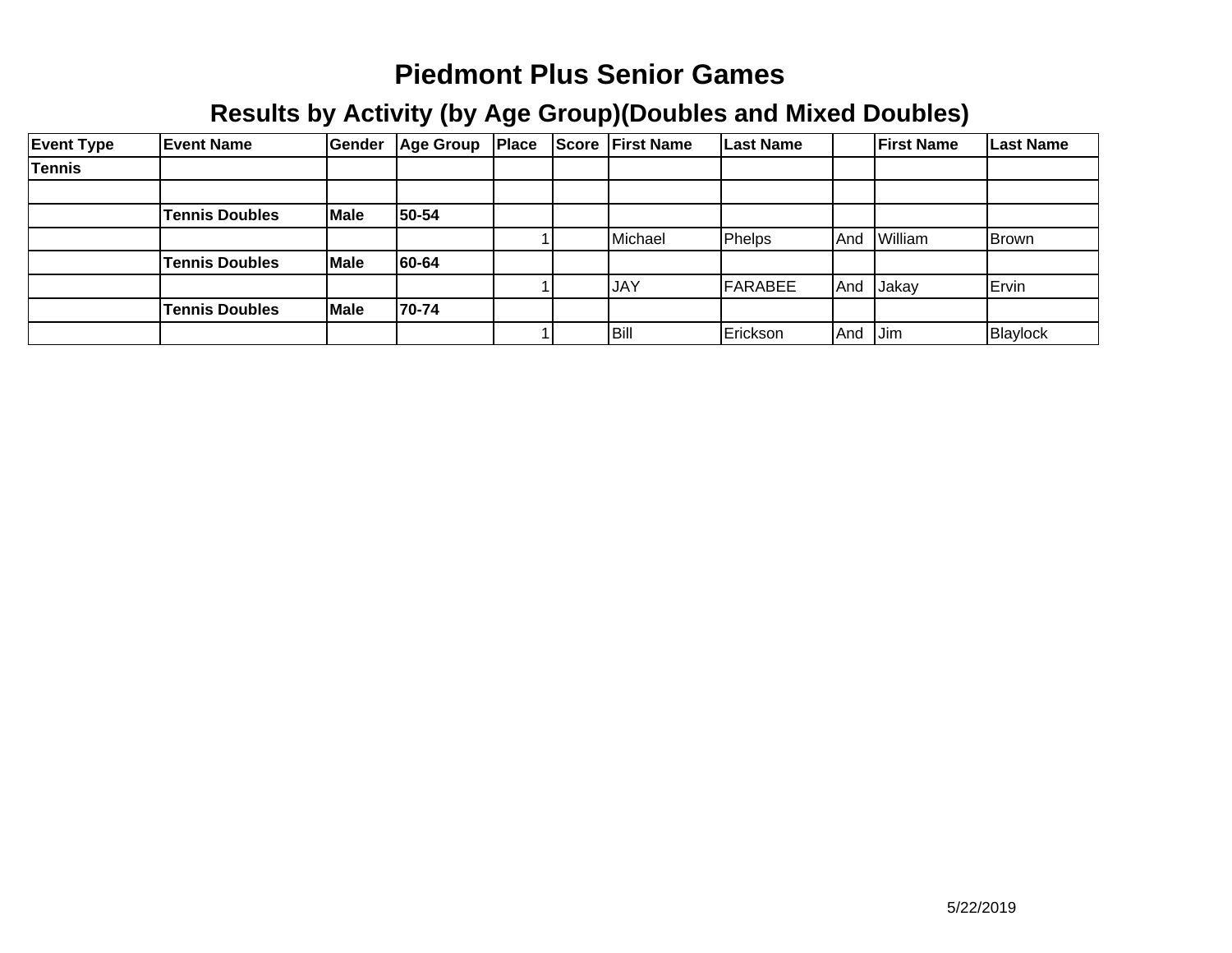# Piedmont Plus Senior Games

## Results by Activity (by Age Group)(Doubles and Mixed Doubles)

| Event Type | Event Name | Gender | Age Group | Place | Score | First Name | Last Name | | First Name | Last Name |
|---|---|---|---|---|---|---|---|---|---|---|
| **Tennis** | | | | | | | | | | |
| | | | | | | | | | | |
| | **Tennis Doubles** | **Male** | **50-54** | | | | | | | |
| | | | | 1 | | Michael | Phelps | And | William | Brown |
| | **Tennis Doubles** | **Male** | **60-64** | | | | | | | |
| | | | | 1 | | JAY | FARABEE | And | Jakay | Ervin |
| | **Tennis Doubles** | **Male** | **70-74** | | | | | | | |
| | | | | 1 | | Bill | Erickson | And | Jim | Blaylock |

5/22/2019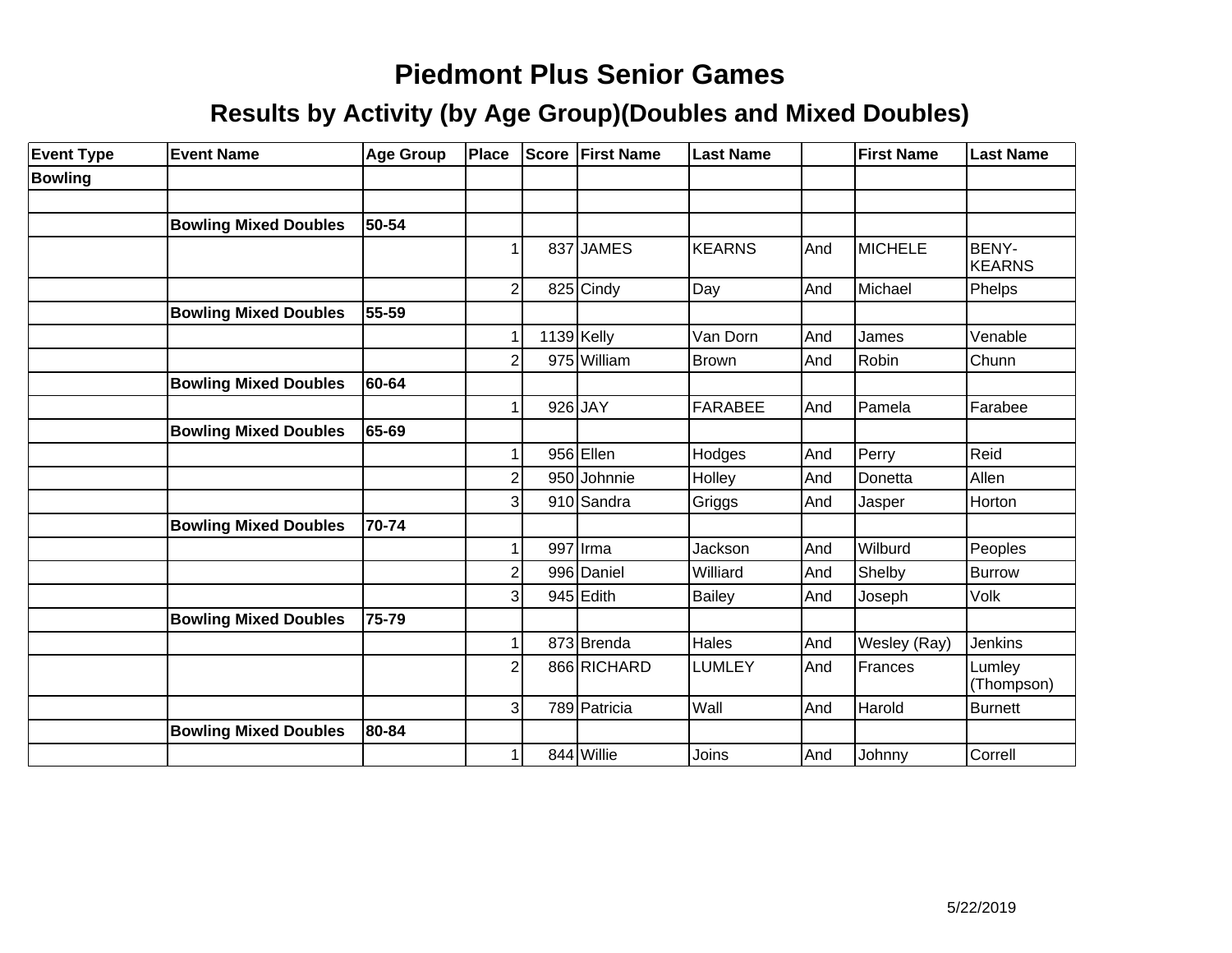# Piedmont Plus Senior Games

## Results by Activity (by Age Group)(Doubles and Mixed Doubles)

| Event Type | Event Name | Age Group | Place | Score | First Name | Last Name | | First Name | Last Name |
|---|---|---|---|---|---|---|---|---|---|
| **Bowling** | | | | | | | | | |
| | | | | | | | | | |
| | **Bowling Mixed Doubles** | **50-54** | | | | | | | |
| | | | 1 | 837 | JAMES | KEARNS | And | MICHELE | BENY-KEARNS |
| | | | 2 | 825 | Cindy | Day | And | Michael | Phelps |
| | **Bowling Mixed Doubles** | **55-59** | | | | | | | |
| | | | 1 | 1139 | Kelly | Van Dorn | And | James | Venable |
| | | | 2 | 975 | William | Brown | And | Robin | Chunn |
| | **Bowling Mixed Doubles** | **60-64** | | | | | | | |
| | | | 1 | 926 | JAY | FARABEE | And | Pamela | Farabee |
| | **Bowling Mixed Doubles** | **65-69** | | | | | | | |
| | | | 1 | 956 | Ellen | Hodges | And | Perry | Reid |
| | | | 2 | 950 | Johnnie | Holley | And | Donetta | Allen |
| | | | 3 | 910 | Sandra | Griggs | And | Jasper | Horton |
| | **Bowling Mixed Doubles** | **70-74** | | | | | | | |
| | | | 1 | 997 | Irma | Jackson | And | Wilburd | Peoples |
| | | | 2 | 996 | Daniel | Williard | And | Shelby | Burrow |
| | | | 3 | 945 | Edith | Bailey | And | Joseph | Volk |
| | **Bowling Mixed Doubles** | **75-79** | | | | | | | |
| | | | 1 | 873 | Brenda | Hales | And | Wesley (Ray) | Jenkins |
| | | | 2 | 866 | RICHARD | LUMLEY | And | Frances | Lumley (Thompson) |
| | | | 3 | 789 | Patricia | Wall | And | Harold | Burnett |
| | **Bowling Mixed Doubles** | **80-84** | | | | | | | |
| | | | 1 | 844 | Willie | Joins | And | Johnny | Correll |

5/22/2019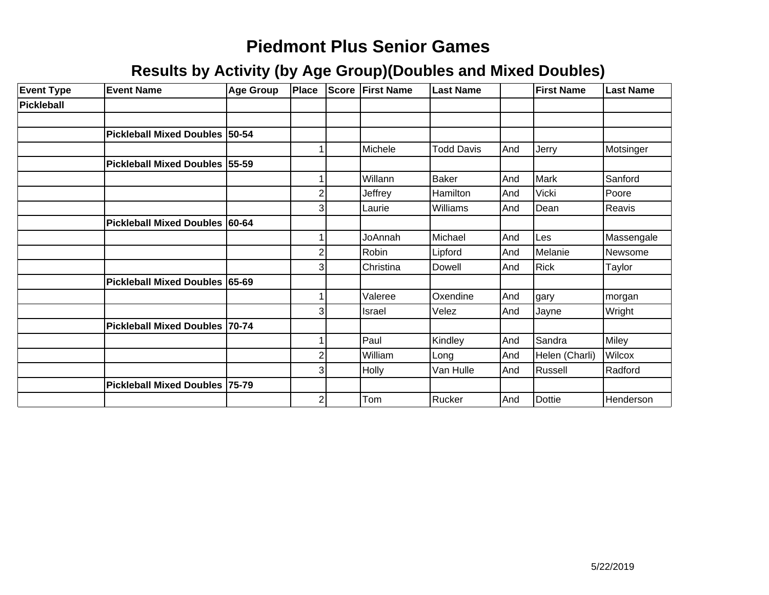# Piedmont Plus Senior Games

## Results by Activity (by Age Group)(Doubles and Mixed Doubles)

| Event Type | Event Name | Age Group | Place | Score | First Name | Last Name | | First Name | Last Name |
|---|---|---|---|---|---|---|---|---|---|
| **Pickleball** | | | | | | | | | |
| | | | | | | | | | |
| | **Pickleball Mixed Doubles** | **50-54** | | | | | | | |
| | | | 1 | | Michele | Todd Davis | And | Jerry | Motsinger |
| | **Pickleball Mixed Doubles** | **55-59** | | | | | | | |
| | | | 1 | | Willann | Baker | And | Mark | Sanford |
| | | | 2 | | Jeffrey | Hamilton | And | Vicki | Poore |
| | | | 3 | | Laurie | Williams | And | Dean | Reavis |
| | **Pickleball Mixed Doubles** | **60-64** | | | | | | | |
| | | | 1 | | JoAnnah | Michael | And | Les | Massengale |
| | | | 2 | | Robin | Lipford | And | Melanie | Newsome |
| | | | 3 | | Christina | Dowell | And | Rick | Taylor |
| | **Pickleball Mixed Doubles** | **65-69** | | | | | | | |
| | | | 1 | | Valeree | Oxendine | And | gary | morgan |
| | | | 3 | | Israel | Velez | And | Jayne | Wright |
| | **Pickleball Mixed Doubles** | **70-74** | | | | | | | |
| | | | 1 | | Paul | Kindley | And | Sandra | Miley |
| | | | 2 | | William | Long | And | Helen (Charli) | Wilcox |
| | | | 3 | | Holly | Van Hulle | And | Russell | Radford |
| | **Pickleball Mixed Doubles** | **75-79** | | | | | | | |
| | | | 2 | | Tom | Rucker | And | Dottie | Henderson |

5/22/2019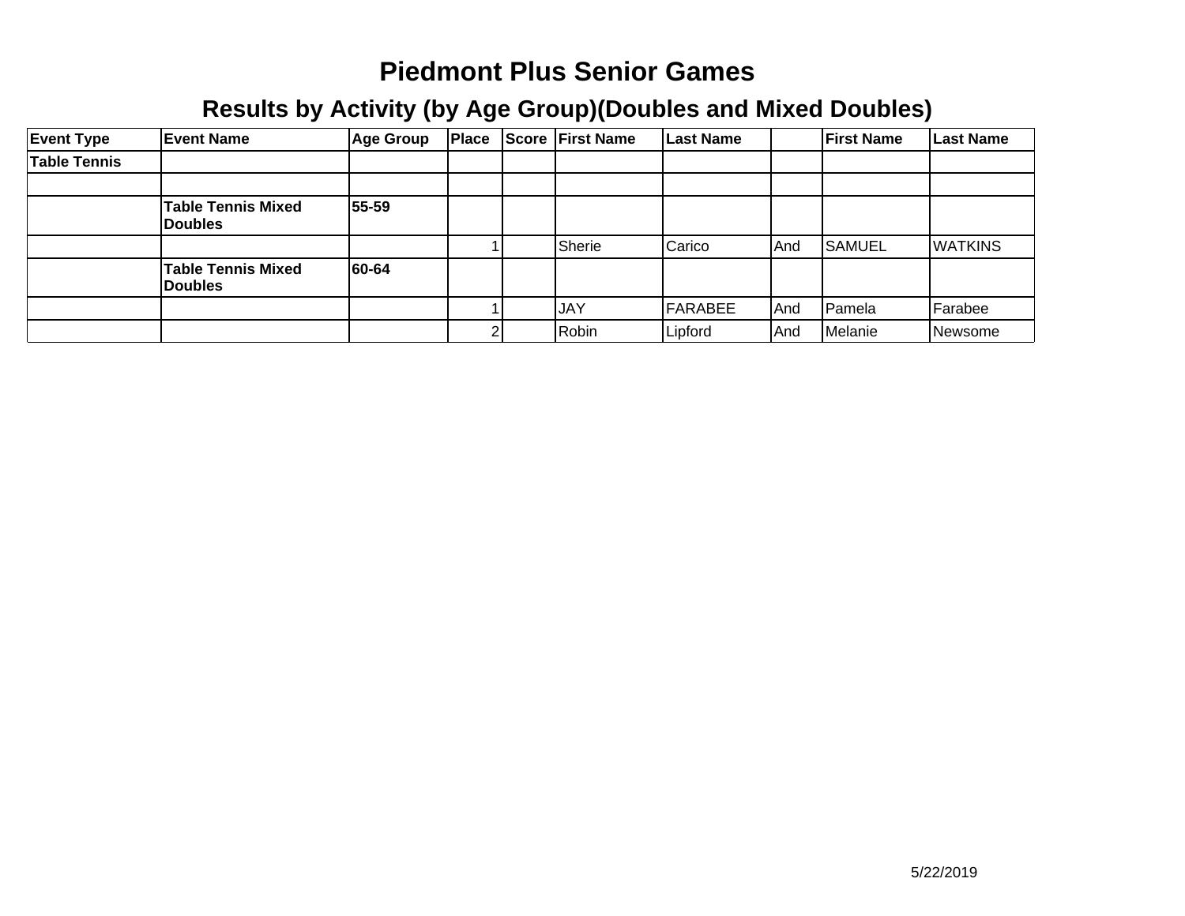# Piedmont Plus Senior Games

## Results by Activity (by Age Group)(Doubles and Mixed Doubles)

| Event Type | Event Name | Age Group | Place | Score | First Name | Last Name | | First Name | Last Name |
|---|---|---|---|---|---|---|---|---|---|
| **Table Tennis** | | | | | | | | | |
| | | | | | | | | | |
| | **Table Tennis Mixed Doubles** | **55-59** | | | | | | | |
| | | | 1 | | Sherie | Carico | And | SAMUEL | WATKINS |
| | **Table Tennis Mixed Doubles** | **60-64** | | | | | | | |
| | | | 1 | | JAY | FARABEE | And | Pamela | Farabee |
| | | | 2 | | Robin | Lipford | And | Melanie | Newsome |

5/22/2019